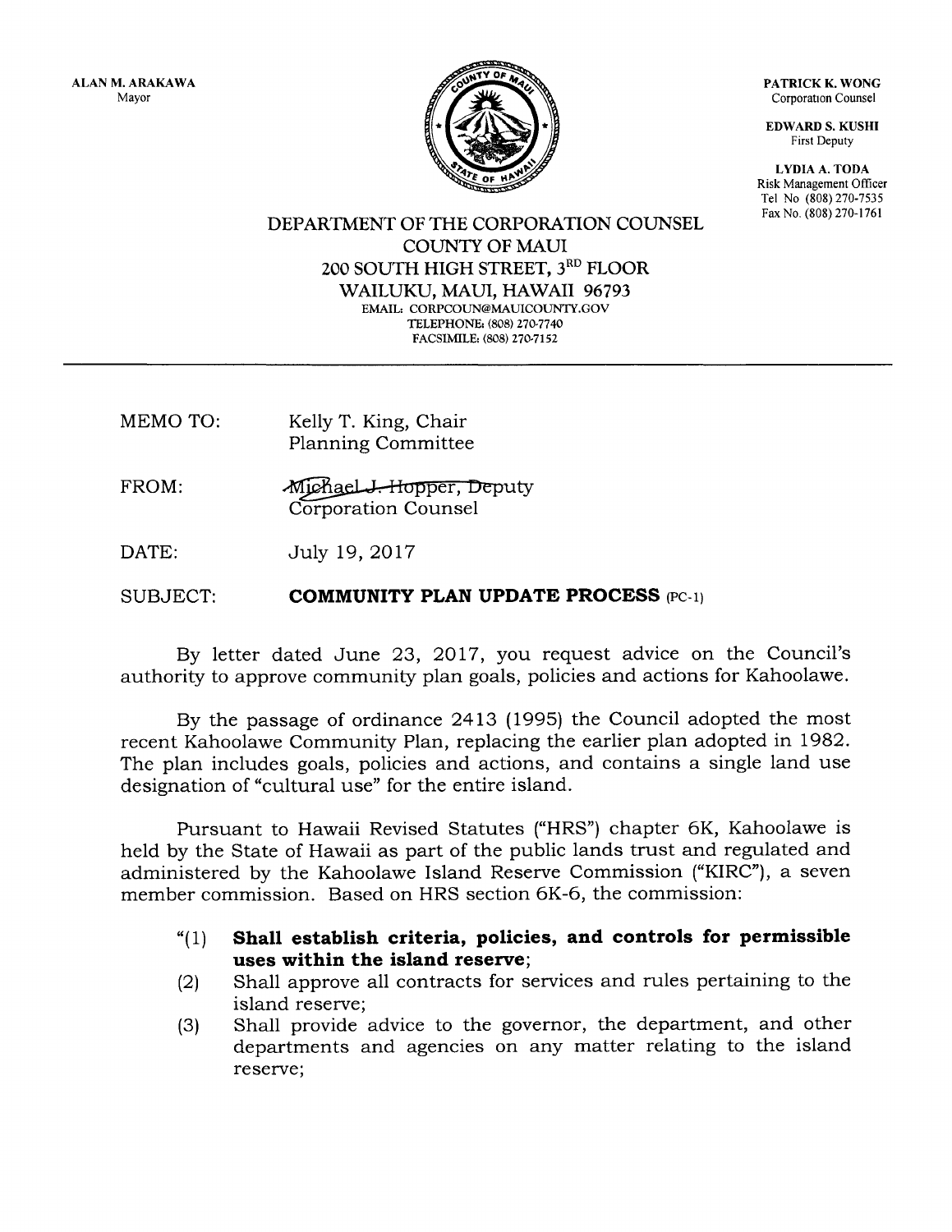ALAN M. ARAKAWA
Mayor

PATRICK K. WONG
Corporation Counsel

EDWARD S. KUSHI
First Deputy

LYDIA A. TODA
Risk Management Officer
Tel No (808) 270-7535
Fax No. (808) 270-1761

DEPARTMENT OF THE CORPORATION COUNSEL
COUNTY OF MAUI
200 SOUTH HIGH STREET, 3RD FLOOR
WAILUKU, MAUI, HAWAII 96793
EMAIL: CORPCOUN@MAUICOUNTY.GOV
TELEPHONE: (808) 270-7740
FACSIMILE: (808) 270-7152

---

MEMO TO: Kelly T. King, Chair
Planning Committee

FROM: Michael J. Hopper, Deputy
Corporation Counsel

DATE: July 19, 2017

SUBJECT: **COMMUNITY PLAN UPDATE PROCESS** (PC-1)

By letter dated June 23, 2017, you request advice on the Council's authority to approve community plan goals, policies and actions for Kahoolawe.

By the passage of ordinance 2413 (1995) the Council adopted the most recent Kahoolawe Community Plan, replacing the earlier plan adopted in 1982. The plan includes goals, policies and actions, and contains a single land use designation of "cultural use" for the entire island.

Pursuant to Hawaii Revised Statutes ("HRS") chapter 6K, Kahoolawe is held by the State of Hawaii as part of the public lands trust and regulated and administered by the Kahoolawe Island Reserve Commission ("KIRC"), a seven member commission. Based on HRS section 6K-6, the commission:

"(1) **Shall establish criteria, policies, and controls for permissible uses within the island reserve**;
(2) Shall approve all contracts for services and rules pertaining to the island reserve;
(3) Shall provide advice to the governor, the department, and other departments and agencies on any matter relating to the island reserve;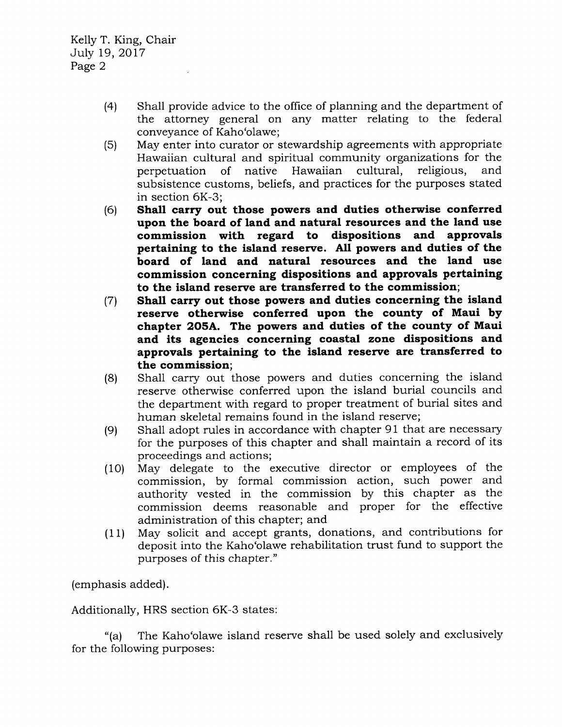(4) Shall provide advice to the office of planning and the department of the attorney general on any matter relating to the federal conveyance of Kaho'olawe;

(5) May enter into curator or stewardship agreements with appropriate Hawaiian cultural and spiritual community organizations for the perpetuation of native Hawaiian cultural, religious, and subsistence customs, beliefs, and practices for the purposes stated in section 6K-3;

(6) **Shall carry out those powers and duties otherwise conferred upon the board of land and natural resources and the land use commission with regard to dispositions and approvals pertaining to the island reserve. All powers and duties of the board of land and natural resources and the land use commission concerning dispositions and approvals pertaining to the island reserve are transferred to the commission**;

(7) **Shall carry out those powers and duties concerning the island reserve otherwise conferred upon the county of Maui by chapter 205A. The powers and duties of the county of Maui and its agencies concerning coastal zone dispositions and approvals pertaining to the island reserve are transferred to the commission**;

(8) Shall carry out those powers and duties concerning the island reserve otherwise conferred upon the island burial councils and the department with regard to proper treatment of burial sites and human skeletal remains found in the island reserve;

(9) Shall adopt rules in accordance with chapter 91 that are necessary for the purposes of this chapter and shall maintain a record of its proceedings and actions;

(10) May delegate to the executive director or employees of the commission, by formal commission action, such power and authority vested in the commission by this chapter as the commission deems reasonable and proper for the effective administration of this chapter; and

(11) May solicit and accept grants, donations, and contributions for deposit into the Kaho'olawe rehabilitation trust fund to support the purposes of this chapter."

(emphasis added).

Additionally, HRS section 6K-3 states:

"(a) The Kaho'olawe island reserve shall be used solely and exclusively for the following purposes: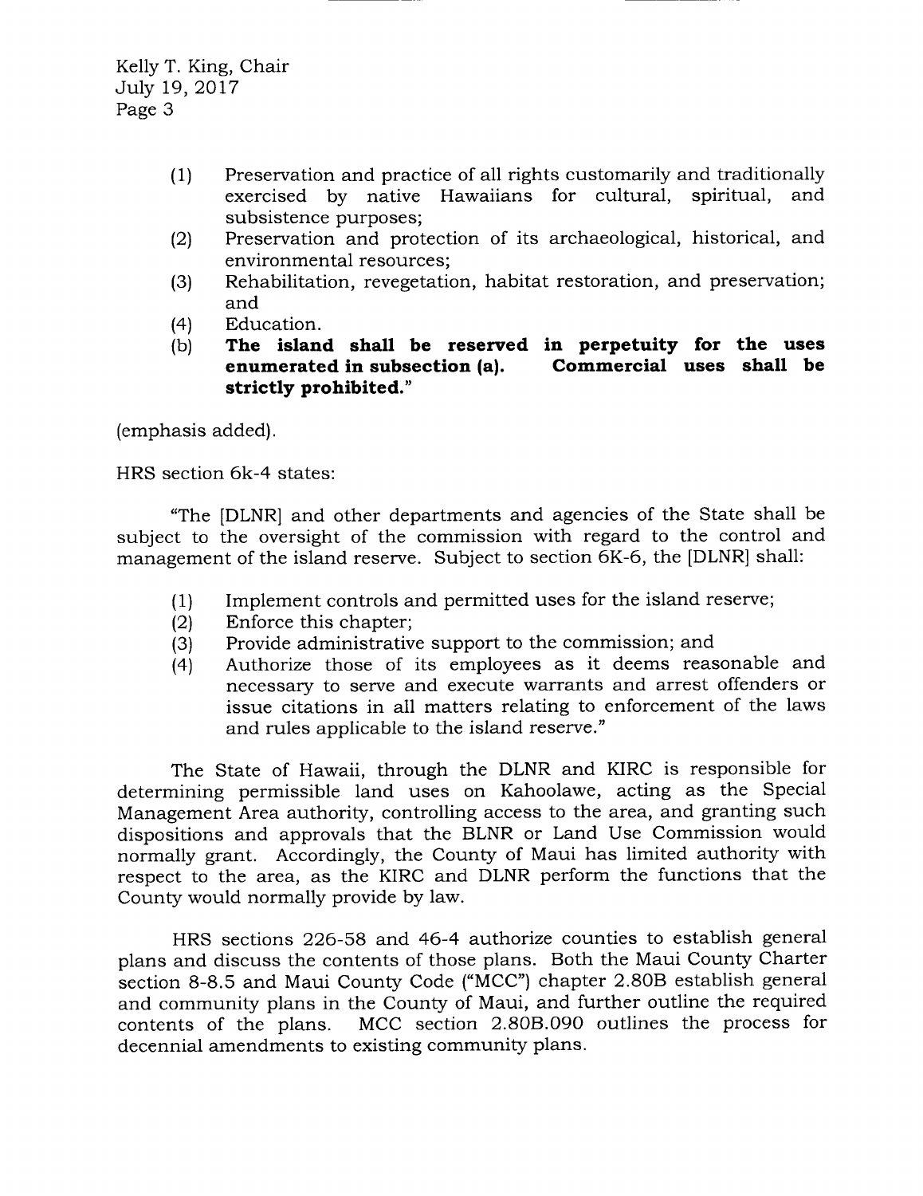(1) Preservation and practice of all rights customarily and traditionally exercised by native Hawaiians for cultural, spiritual, and subsistence purposes;

(2) Preservation and protection of its archaeological, historical, and environmental resources;

(3) Rehabilitation, revegetation, habitat restoration, and preservation; and

(4) Education.

(b) **The island shall be reserved in perpetuity for the uses enumerated in subsection (a). Commercial uses shall be strictly prohibited.**"

(emphasis added).

HRS section 6k-4 states:

"The [DLNR] and other departments and agencies of the State shall be subject to the oversight of the commission with regard to the control and management of the island reserve. Subject to section 6K-6, the [DLNR] shall:

(1) Implement controls and permitted uses for the island reserve;

(2) Enforce this chapter;

(3) Provide administrative support to the commission; and

(4) Authorize those of its employees as it deems reasonable and necessary to serve and execute warrants and arrest offenders or issue citations in all matters relating to enforcement of the laws and rules applicable to the island reserve."

The State of Hawaii, through the DLNR and KIRC is responsible for determining permissible land uses on Kahoolawe, acting as the Special Management Area authority, controlling access to the area, and granting such dispositions and approvals that the BLNR or Land Use Commission would normally grant. Accordingly, the County of Maui has limited authority with respect to the area, as the KIRC and DLNR perform the functions that the County would normally provide by law.

HRS sections 226-58 and 46-4 authorize counties to establish general plans and discuss the contents of those plans. Both the Maui County Charter section 8-8.5 and Maui County Code ("MCC") chapter 2.80B establish general and community plans in the County of Maui, and further outline the required contents of the plans. MCC section 2.80B.090 outlines the process for decennial amendments to existing community plans.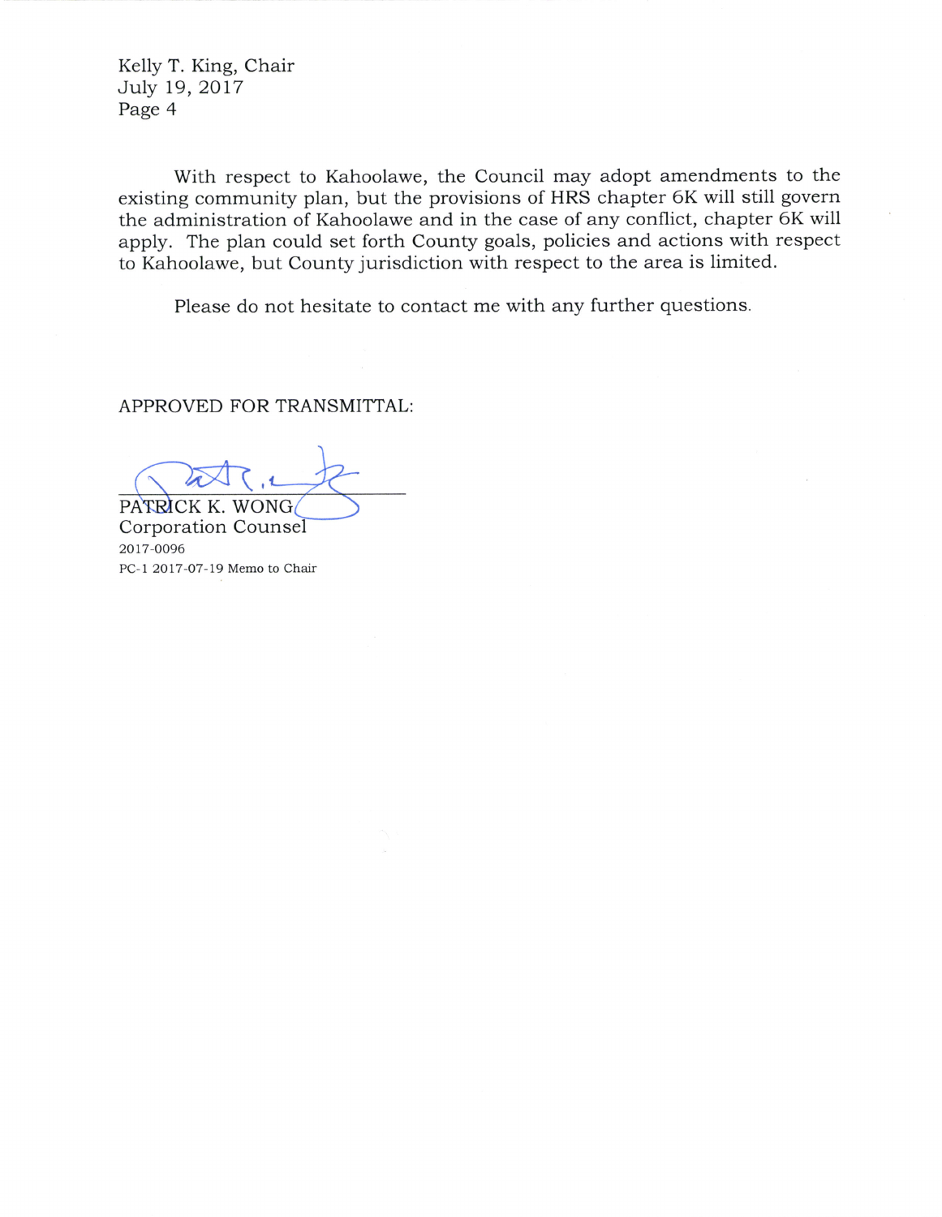With respect to Kahoolawe, the Council may adopt amendments to the existing community plan, but the provisions of HRS chapter 6K will still govern the administration of Kahoolawe and in the case of any conflict, chapter 6K will apply. The plan could set forth County goals, policies and actions with respect to Kahoolawe, but County jurisdiction with respect to the area is limited.

Please do not hesitate to contact me with any further questions.

APPROVED FOR TRANSMITTAL:

PATRICK K. WONG
Corporation Counsel

2017-0096
PC-1 2017-07-19 Memo to Chair